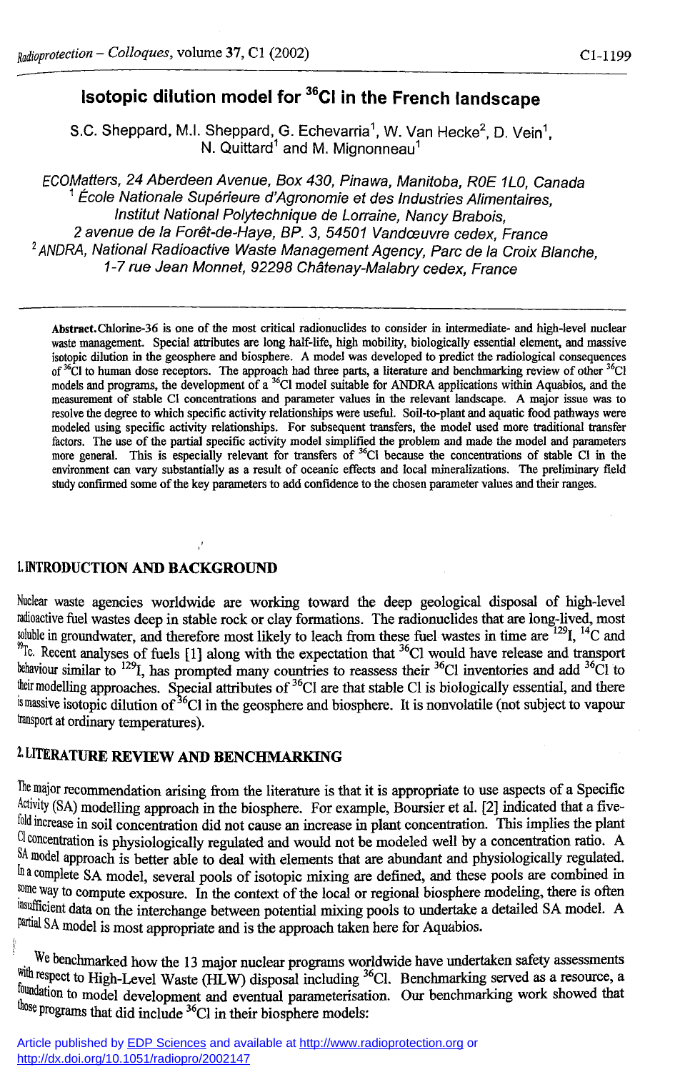# Isotopic dilution model for $^{36}$Cl in the French landscape

S.C. Sheppard, M.I. Sheppard, G. Echevarria[1], W. Van Hecke[2], D. Vein[1], N. Quittard[1] and M. Mignonneau[1]

*ECOMatters, 24 Aberdeen Avenue, Box 430, Pinawa, Manitoba, R0E 1L0, Canada*
*[1] École Nationale Supérieure d'Agronomie et des Industries Alimentaires, Institut National Polytechnique de Lorraine, Nancy Brabois, 2 avenue de la Forêt-de-Haye, BP. 3, 54501 Vandœuvre cedex, France*
*[2] ANDRA, National Radioactive Waste Management Agency, Parc de la Croix Blanche, 1-7 rue Jean Monnet, 92298 Châtenay-Malabry cedex, France*

**Abstract.** Chlorine-36 is one of the most critical radionuclides to consider in intermediate- and high-level nuclear waste management. Special attributes are long half-life, high mobility, biologically essential element, and massive isotopic dilution in the geosphere and biosphere. A model was developed to predict the radiological consequences of $^{36}$Cl to human dose receptors. The approach had three parts, a literature and benchmarking review of other $^{36}$Cl models and programs, the development of a $^{36}$Cl model suitable for ANDRA applications within Aquabios, and the measurement of stable Cl concentrations and parameter values in the relevant landscape. A major issue was to resolve the degree to which specific activity relationships were useful. Soil-to-plant and aquatic food pathways were modeled using specific activity relationships. For subsequent transfers, the model used more traditional transfer factors. The use of the partial specific activity model simplified the problem and made the model and parameters more general. This is especially relevant for transfers of $^{36}$Cl because the concentrations of stable Cl in the environment can vary substantially as a result of oceanic effects and local mineralizations. The preliminary field study confirmed some of the key parameters to add confidence to the chosen parameter values and their ranges.

## 1. INTRODUCTION AND BACKGROUND

Nuclear waste agencies worldwide are working toward the deep geological disposal of high-level radioactive fuel wastes deep in stable rock or clay formations. The radionuclides that are long-lived, most soluble in groundwater, and therefore most likely to leach from these fuel wastes in time are $^{129}$I, $^{14}$C and $^{99}$Tc. Recent analyses of fuels [1] along with the expectation that $^{36}$Cl would have release and transport behaviour similar to $^{129}$I, has prompted many countries to reassess their $^{36}$Cl inventories and add $^{36}$Cl to their modelling approaches. Special attributes of $^{36}$Cl are that stable Cl is biologically essential, and there is massive isotopic dilution of $^{36}$Cl in the geosphere and biosphere. It is nonvolatile (not subject to vapour transport at ordinary temperatures).

## 2. LITERATURE REVIEW AND BENCHMARKING

The major recommendation arising from the literature is that it is appropriate to use aspects of a Specific Activity (SA) modelling approach in the biosphere. For example, Boursier et al. [2] indicated that a five-fold increase in soil concentration did not cause an increase in plant concentration. This implies the plant Cl concentration is physiologically regulated and would not be modeled well by a concentration ratio. A SA model approach is better able to deal with elements that are abundant and physiologically regulated. In a complete SA model, several pools of isotopic mixing are defined, and these pools are combined in some way to compute exposure. In the context of the local or regional biosphere modeling, there is often insufficient data on the interchange between potential mixing pools to undertake a detailed SA model. A partial SA model is most appropriate and is the approach taken here for Aquabios.

We benchmarked how the 13 major nuclear programs worldwide have undertaken safety assessments with respect to High-Level Waste (HLW) disposal including $^{36}$Cl. Benchmarking served as a resource, a foundation to model development and eventual parameterisation. Our benchmarking work showed that those programs that did include $^{36}$Cl in their biosphere models: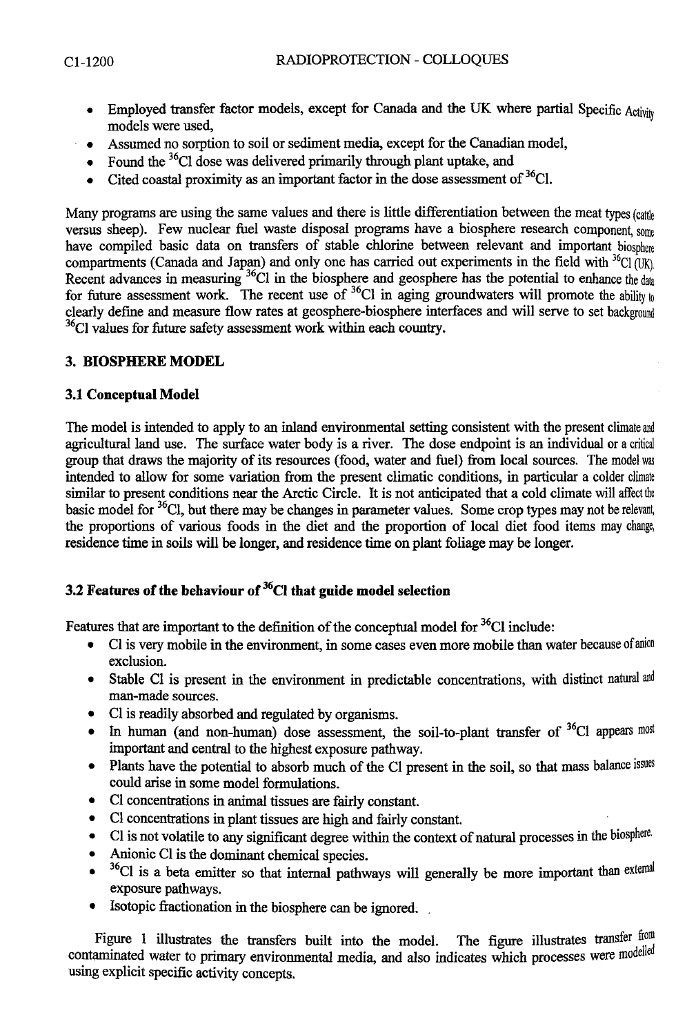- Employed transfer factor models, except for Canada and the UK where partial Specific Activity models were used,
- Assumed no sorption to soil or sediment media, except for the Canadian model,
- Found the $^{36}$Cl dose was delivered primarily through plant uptake, and
- Cited coastal proximity as an important factor in the dose assessment of $^{36}$Cl.

Many programs are using the same values and there is little differentiation between the meat types (cattle versus sheep). Few nuclear fuel waste disposal programs have a biosphere research component, some have compiled basic data on transfers of stable chlorine between relevant and important biosphere compartments (Canada and Japan) and only one has carried out experiments in the field with $^{36}$Cl (UK). Recent advances in measuring $^{36}$Cl in the biosphere and geosphere has the potential to enhance the data for future assessment work. The recent use of $^{36}$Cl in aging groundwaters will promote the ability to clearly define and measure flow rates at geosphere-biosphere interfaces and will serve to set background $^{36}$Cl values for future safety assessment work within each country.

## 3. BIOSPHERE MODEL

### 3.1 Conceptual Model

The model is intended to apply to an inland environmental setting consistent with the present climate and agricultural land use. The surface water body is a river. The dose endpoint is an individual or a critical group that draws the majority of its resources (food, water and fuel) from local sources. The model was intended to allow for some variation from the present climatic conditions, in particular a colder climate similar to present conditions near the Arctic Circle. It is not anticipated that a cold climate will affect the basic model for $^{36}$Cl, but there may be changes in parameter values. Some crop types may not be relevant, the proportions of various foods in the diet and the proportion of local diet food items may change, residence time in soils will be longer, and residence time on plant foliage may be longer.

### 3.2 Features of the behaviour of $^{36}$Cl that guide model selection

Features that are important to the definition of the conceptual model for $^{36}$Cl include:

- Cl is very mobile in the environment, in some cases even more mobile than water because of anion exclusion.
- Stable Cl is present in the environment in predictable concentrations, with distinct natural and man-made sources.
- Cl is readily absorbed and regulated by organisms.
- In human (and non-human) dose assessment, the soil-to-plant transfer of $^{36}$Cl appears most important and central to the highest exposure pathway.
- Plants have the potential to absorb much of the Cl present in the soil, so that mass balance issues could arise in some model formulations.
- Cl concentrations in animal tissues are fairly constant.
- Cl concentrations in plant tissues are high and fairly constant.
- Cl is not volatile to any significant degree within the context of natural processes in the biosphere.
- Anionic Cl is the dominant chemical species.
- $^{36}$Cl is a beta emitter so that internal pathways will generally be more important than external exposure pathways.
- Isotopic fractionation in the biosphere can be ignored.

Figure 1 illustrates the transfers built into the model. The figure illustrates transfer from contaminated water to primary environmental media, and also indicates which processes were modelled using explicit specific activity concepts.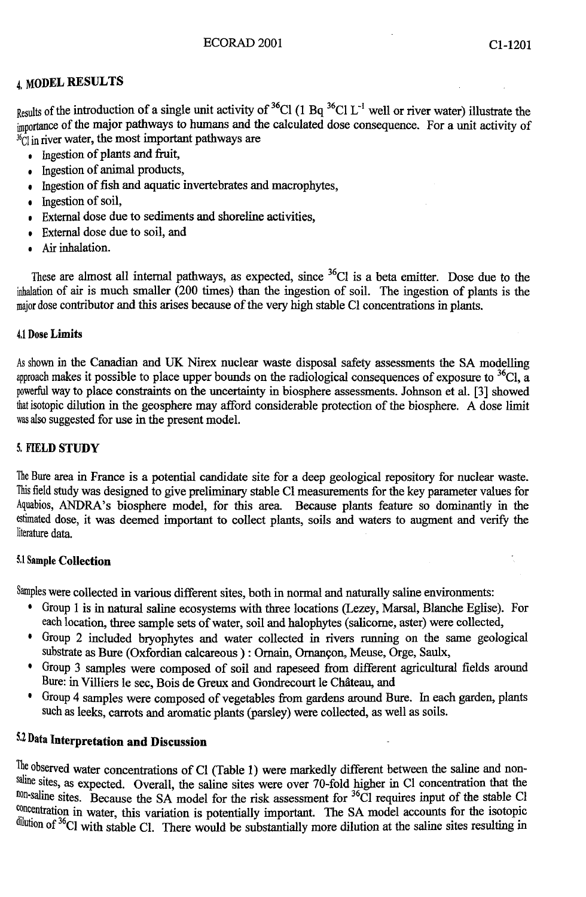## 4. MODEL RESULTS

Results of the introduction of a single unit activity of $^{36}$Cl (1 Bq $^{36}$Cl $L^{-1}$ well or river water) illustrate the importance of the major pathways to humans and the calculated dose consequence. For a unit activity of $^{36}$Cl in river water, the most important pathways are

- Ingestion of plants and fruit,
- Ingestion of animal products,
- Ingestion of fish and aquatic invertebrates and macrophytes,
- Ingestion of soil,
- External dose due to sediments and shoreline activities,
- External dose due to soil, and
- Air inhalation.

These are almost all internal pathways, as expected, since $^{36}$Cl is a beta emitter. Dose due to the inhalation of air is much smaller (200 times) than the ingestion of soil. The ingestion of plants is the major dose contributor and this arises because of the very high stable Cl concentrations in plants.

### 4.1 Dose Limits

As shown in the Canadian and UK Nirex nuclear waste disposal safety assessments the SA modelling approach makes it possible to place upper bounds on the radiological consequences of exposure to $^{36}$Cl, a powerful way to place constraints on the uncertainty in biosphere assessments. Johnson et al. [3] showed that isotopic dilution in the geosphere may afford considerable protection of the biosphere. A dose limit was also suggested for use in the present model.

## 5. FIELD STUDY

The Bure area in France is a potential candidate site for a deep geological repository for nuclear waste. This field study was designed to give preliminary stable Cl measurements for the key parameter values for Aquabios, ANDRA's biosphere model, for this area. Because plants feature so dominantly in the estimated dose, it was deemed important to collect plants, soils and waters to augment and verify the literature data.

### 5.1 Sample Collection

Samples were collected in various different sites, both in normal and naturally saline environments:

- Group 1 is in natural saline ecosystems with three locations (Lezey, Marsal, Blanche Eglise). For each location, three sample sets of water, soil and halophytes (salicorne, aster) were collected,
- Group 2 included bryophytes and water collected in rivers running on the same geological substrate as Bure (Oxfordian calcareous) : Ornain, Ornançon, Meuse, Orge, Saulx,
- Group 3 samples were composed of soil and rapeseed from different agricultural fields around Bure: in Villiers le sec, Bois de Greux and Gondrecourt le Château, and
- Group 4 samples were composed of vegetables from gardens around Bure. In each garden, plants such as leeks, carrots and aromatic plants (parsley) were collected, as well as soils.

### 5.2 Data Interpretation and Discussion

The observed water concentrations of Cl (Table 1) were markedly different between the saline and non-saline sites, as expected. Overall, the saline sites were over 70-fold higher in Cl concentration that the non-saline sites. Because the SA model for the risk assessment for $^{36}$Cl requires input of the stable Cl concentration in water, this variation is potentially important. The SA model accounts for the isotopic dilution of $^{36}$Cl with stable Cl. There would be substantially more dilution at the saline sites resulting in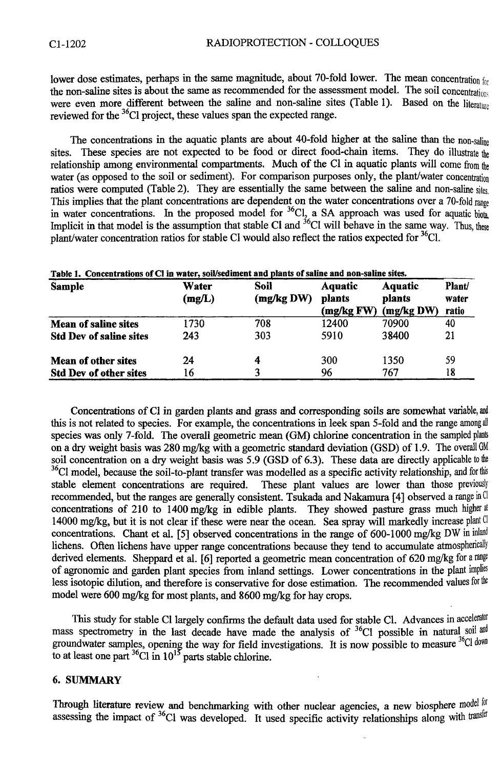lower dose estimates, perhaps in the same magnitude, about 70-fold lower. The mean concentration for the non-saline sites is about the same as recommended for the assessment model. The soil concentrations were even more different between the saline and non-saline sites (Table 1). Based on the literature reviewed for the $^{36}$Cl project, these values span the expected range.

The concentrations in the aquatic plants are about 40-fold higher at the saline than the non-saline sites. These species are not expected to be food or direct food-chain items. They do illustrate the relationship among environmental compartments. Much of the Cl in aquatic plants will come from the water (as opposed to the soil or sediment). For comparison purposes only, the plant/water concentration ratios were computed (Table 2). They are essentially the same between the saline and non-saline sites. This implies that the plant concentrations are dependent on the water concentrations over a 70-fold range in water concentrations. In the proposed model for $^{36}$Cl, a SA approach was used for aquatic biota. Implicit in that model is the assumption that stable Cl and $^{36}$Cl will behave in the same way. Thus, these plant/water concentration ratios for stable Cl would also reflect the ratios expected for $^{36}$Cl.

**Table 1. Concentrations of Cl in water, soil/sediment and plants of saline and non-saline sites.**

| Sample | Water (mg/L) | Soil (mg/kg DW) | Aquatic plants (mg/kg FW) | Aquatic plants (mg/kg DW) | Plant/ water ratio |
|---|---|---|---|---|---|
| **Mean of saline sites** | 1730 | 708 | 12400 | 70900 | 40 |
| **Std Dev of saline sites** | 243 | 303 | 5910 | 38400 | 21 |
| | | | | | |
| **Mean of other sites** | 24 | 4 | 300 | 1350 | 59 |
| **Std Dev of other sites** | 16 | 3 | 96 | 767 | 18 |

Concentrations of Cl in garden plants and grass and corresponding soils are somewhat variable, and this is not related to species. For example, the concentrations in leek span 5-fold and the range among all species was only 7-fold. The overall geometric mean (GM) chlorine concentration in the sampled plants on a dry weight basis was 280 mg/kg with a geometric standard deviation (GSD) of 1.9. The overall GM soil concentration on a dry weight basis was 5.9 (GSD of 6.3). These data are directly applicable to the $^{36}$Cl model, because the soil-to-plant transfer was modelled as a specific activity relationship, and for this stable element concentrations are required. These plant values are lower than those previously recommended, but the ranges are generally consistent. Tsukada and Nakamura [4] observed a range in Cl concentrations of 210 to 1400 mg/kg in edible plants. They showed pasture grass much higher at 14000 mg/kg, but it is not clear if these were near the ocean. Sea spray will markedly increase plant Cl concentrations. Chant et al. [5] observed concentrations in the range of 600-1000 mg/kg DW in inland lichens. Often lichens have upper range concentrations because they tend to accumulate atmospherically derived elements. Sheppard et al. [6] reported a geometric mean concentration of 620 mg/kg for a range of agronomic and garden plant species from inland settings. Lower concentrations in the plant implies less isotopic dilution, and therefore is conservative for dose estimation. The recommended values for the model were 600 mg/kg for most plants, and 8600 mg/kg for hay crops.

This study for stable Cl largely confirms the default data used for stable Cl. Advances in accelerator mass spectrometry in the last decade have made the analysis of $^{36}$Cl possible in natural soil and groundwater samples, opening the way for field investigations. It is now possible to measure $^{36}$Cl down to at least one part $^{36}$Cl in $10^{15}$ parts stable chlorine.

## 6. SUMMARY

Through literature review and benchmarking with other nuclear agencies, a new biosphere model for assessing the impact of $^{36}$Cl was developed. It used specific activity relationships along with transfer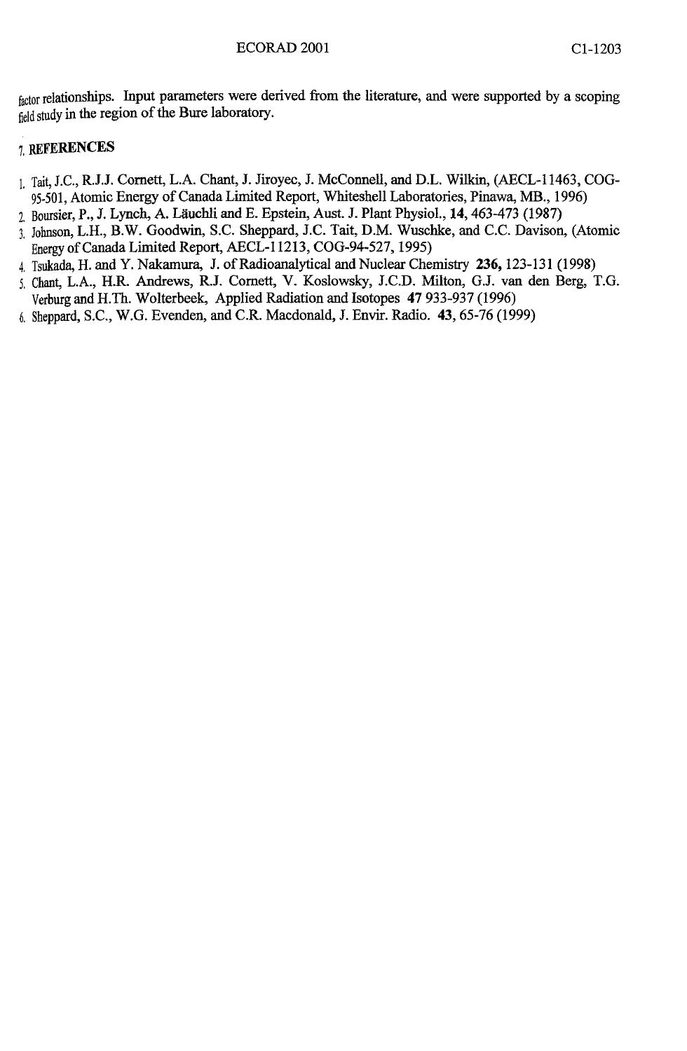factor relationships. Input parameters were derived from the literature, and were supported by a scoping field study in the region of the Bure laboratory.

## 7. REFERENCES

1. Tait, J.C., R.J.J. Cornett, L.A. Chant, J. Jiroyec, J. McConnell, and D.L. Wilkin, (AECL-11463, COG-95-501, Atomic Energy of Canada Limited Report, Whiteshell Laboratories, Pinawa, MB., 1996)
2. Boursier, P., J. Lynch, A. Läuchli and E. Epstein, Aust. J. Plant Physiol., **14**, 463-473 (1987)
3. Johnson, L.H., B.W. Goodwin, S.C. Sheppard, J.C. Tait, D.M. Wuschke, and C.C. Davison, (Atomic Energy of Canada Limited Report, AECL-11213, COG-94-527, 1995)
4. Tsukada, H. and Y. Nakamura, J. of Radioanalytical and Nuclear Chemistry **236,** 123-131 (1998)
5. Chant, L.A., H.R. Andrews, R.J. Cornett, V. Koslowsky, J.C.D. Milton, G.J. van den Berg, T.G. Verburg and H.Th. Wolterbeek, Applied Radiation and Isotopes **47** 933-937 (1996)
6. Sheppard, S.C., W.G. Evenden, and C.R. Macdonald, J. Envir. Radio. **43**, 65-76 (1999)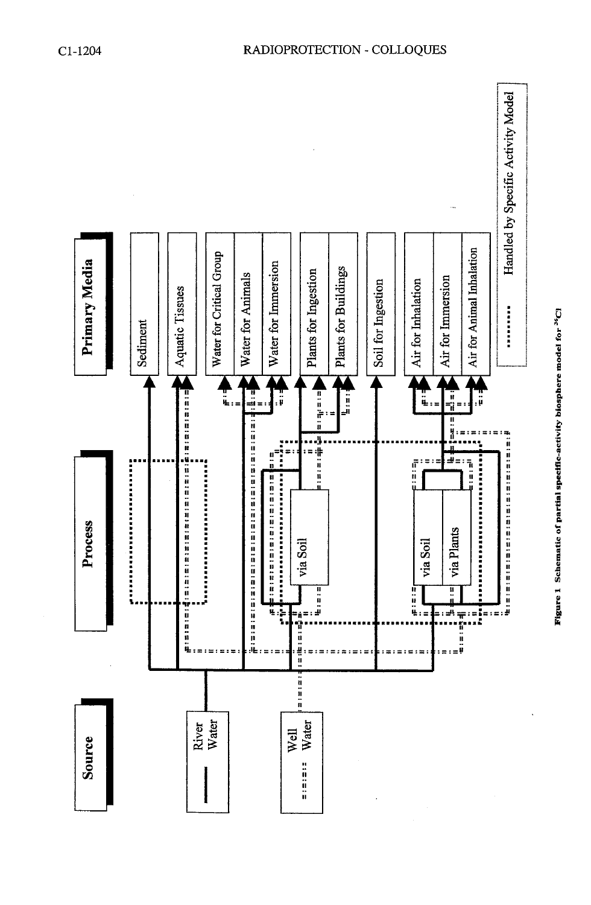Source

River Water

Well Water

Process

via Soil

via Soil

via Plants

Primary Media

Sediment

Aquatic Tissues

Water for Critical Group

Water for Animals

Water for Immersion

Plants for Ingestion

Plants for Buildings

Soil for Ingestion

Air for Inhalation

Air for Immersion

Air for Animal Inhalation

Handled by Specific Activity Model

**Figure 1** Schematic of partial specific-activity biosphere model for $^{36}Cl$